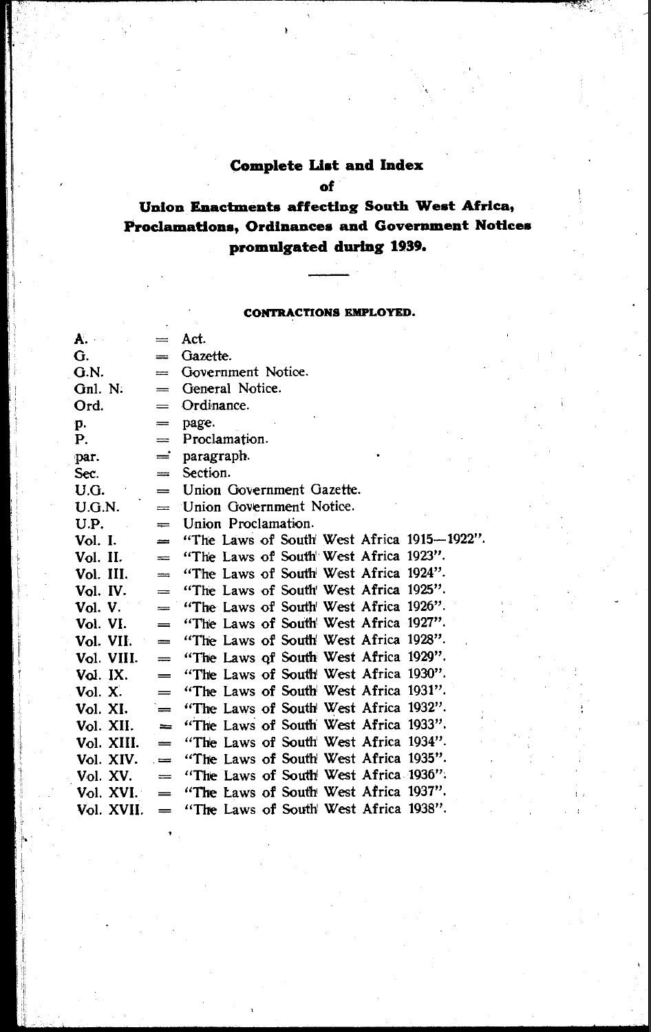# Complete List and Index

## of

# Union Enactments affecting South West Africa, Proclamations, Ordinances and Government Notices promulgated during 1939.

---

### CONTRACTIONS EMPLOYED.

| | | |
|---|---|---|
| A. | = | Act. |
| G. | = | Gazette. |
| G.N. | = | Government Notice. |
| Gnl. N. | = | General Notice. |
| Ord. | = | Ordinance. |
| p. | = | page. |
| P. | = | Proclamation. |
| par. | = | paragraph. |
| Sec. | = | Section. |
| U.G. | = | Union Government Gazette. |
| U.G.N. | = | Union Government Notice. |
| U.P. | = | Union Proclamation. |
| Vol. I. | = | "The Laws of South West Africa 1915—1922". |
| Vol. II. | = | "The Laws of South West Africa 1923". |
| Vol. III. | = | "The Laws of South West Africa 1924". |
| Vol. IV. | = | "The Laws of South West Africa 1925". |
| Vol. V. | = | "The Laws of South West Africa 1926". |
| Vol. VI. | = | "The Laws of South West Africa 1927". |
| Vol. VII. | = | "The Laws of South West Africa 1928". |
| Vol. VIII. | = | "The Laws of South West Africa 1929". |
| Vol. IX. | = | "The Laws of South West Africa 1930". |
| Vol. X. | = | "The Laws of South West Africa 1931". |
| Vol. XI. | = | "The Laws of South West Africa 1932". |
| Vol. XII. | = | "The Laws of South West Africa 1933". |
| Vol. XIII. | = | "The Laws of South West Africa 1934". |
| Vol. XIV. | = | "The Laws of South West Africa 1935". |
| Vol. XV. | = | "The Laws of South West Africa 1936". |
| Vol. XVI. | = | "The Laws of South West Africa 1937". |
| Vol. XVII. | = | "The Laws of South West Africa 1938". |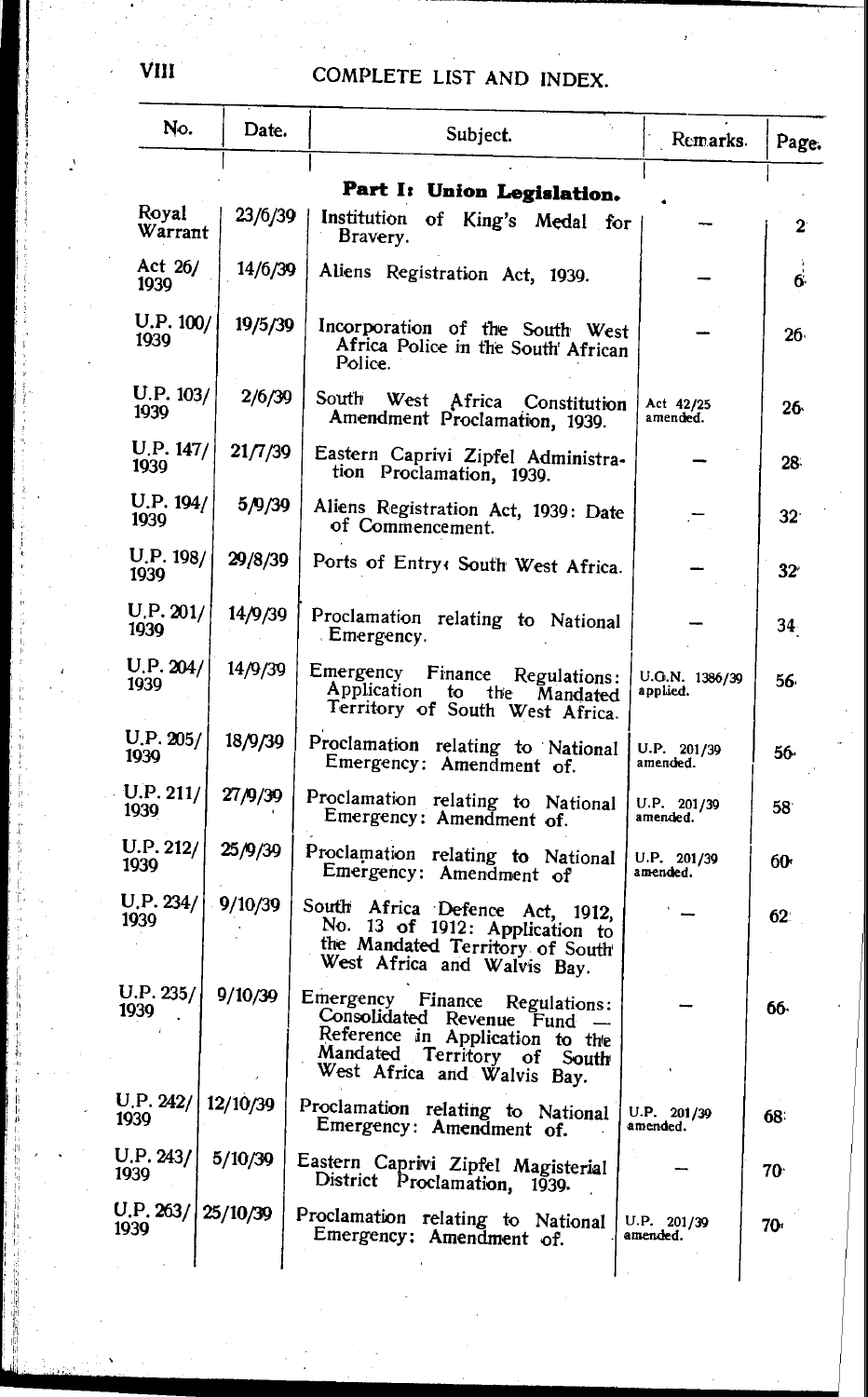## COMPLETE LIST AND INDEX.

| No. | Date. | Subject. | Remarks. | Page. |
|---|---|---|---|---|
| | | **Part I: Union Legislation.** | | |
| Royal Warrant | 23/6/39 | Institution of King's Medal for Bravery. | — | 2 |
| Act 26/ 1939 | 14/6/39 | Aliens Registration Act, 1939. | — | 6 |
| U.P. 100/ 1939 | 19/5/39 | Incorporation of the South West Africa Police in the South African Police. | — | 26 |
| U.P. 103/ 1939 | 2/6/39 | South West Africa Constitution Amendment Proclamation, 1939. | Act 42/25 amended. | 26 |
| U.P. 147/ 1939 | 21/7/39 | Eastern Caprivi Zipfel Administration Proclamation, 1939. | — | 28 |
| U.P. 194/ 1939 | 5/9/39 | Aliens Registration Act, 1939: Date of Commencement. | — | 32 |
| U.P. 198/ 1939 | 29/8/39 | Ports of Entry: South West Africa. | — | 32 |
| U.P. 201/ 1939 | 14/9/39 | Proclamation relating to National Emergency. | — | 34 |
| U.P. 204/ 1939 | 14/9/39 | Emergency Finance Regulations: Application to the Mandated Territory of South West Africa. | U.G.N. 1386/39 applied. | 56 |
| U.P. 205/ 1939 | 18/9/39 | Proclamation relating to National Emergency: Amendment of. | U.P. 201/39 amended. | 56 |
| U.P. 211/ 1939 | 27/9/39 | Proclamation relating to National Emergency: Amendment of. | U.P. 201/39 amended. | 58 |
| U.P. 212/ 1939 | 25/9/39 | Proclamation relating to National Emergency: Amendment of | U.P. 201/39 amended. | 60 |
| U.P. 234/ 1939 | 9/10/39 | South Africa Defence Act, 1912, No. 13 of 1912: Application to the Mandated Territory of South West Africa and Walvis Bay. | — | 62 |
| U.P. 235/ 1939 | 9/10/39 | Emergency Finance Regulations: Consolidated Revenue Fund — Reference in Application to the Mandated Territory of South West Africa and Walvis Bay. | — | 66 |
| U.P. 242/ 1939 | 12/10/39 | Proclamation relating to National Emergency: Amendment of. | U.P. 201/39 amended. | 68 |
| U.P. 243/ 1939 | 5/10/39 | Eastern Caprivi Zipfel Magisterial District Proclamation, 1939. | — | 70 |
| U.P. 263/ 1939 | 25/10/39 | Proclamation relating to National Emergency: Amendment of. | U.P. 201/39 amended. | 70 |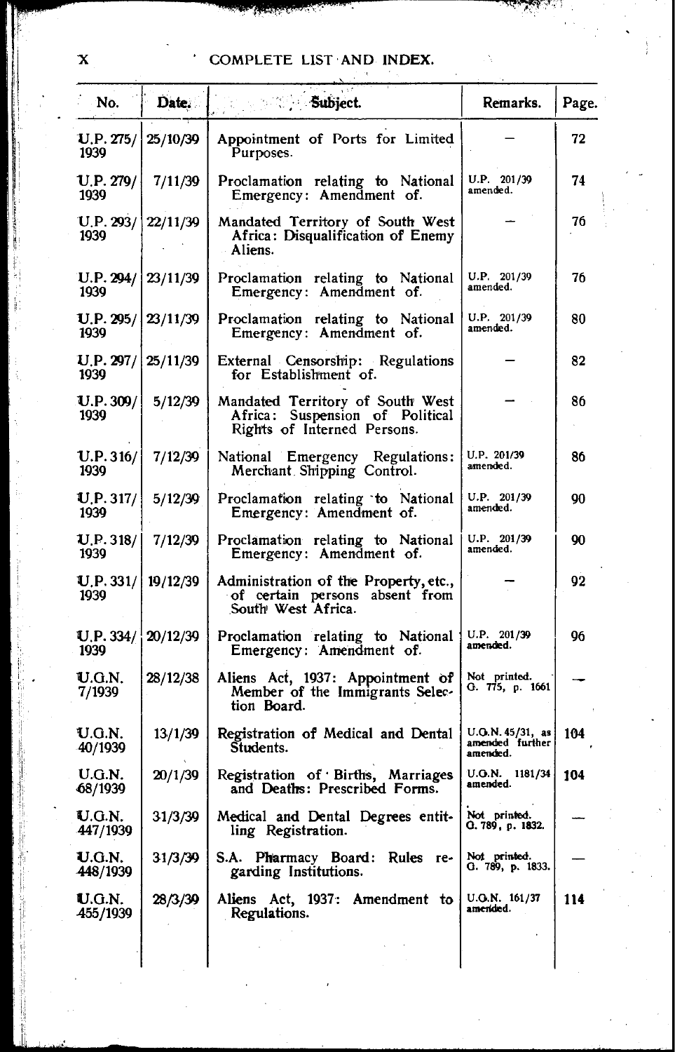| No. | Date. | Subject. | Remarks. | Page. |
|---|---|---|---|---|
| U.P. 275/ 1939 | 25/10/39 | Appointment of Ports for Limited Purposes. | — | 72 |
| U.P. 279/ 1939 | 7/11/39 | Proclamation relating to National Emergency: Amendment of. | U.P. 201/39 amended. | 74 |
| U.P. 293/ 1939 | 22/11/39 | Mandated Territory of South West Africa: Disqualification of Enemy Aliens. | — | 76 |
| U.P. 294/ 1939 | 23/11/39 | Proclamation relating to National Emergency: Amendment of. | U.P. 201/39 amended. | 76 |
| U.P. 295/ 1939 | 23/11/39 | Proclamation relating to National Emergency: Amendment of. | U.P. 201/39 amended. | 80 |
| U.P. 297/ 1939 | 25/11/39 | External Censorship: Regulations for Establishment of. | — | 82 |
| U.P. 309/ 1939 | 5/12/39 | Mandated Territory of South West Africa: Suspension of Political Rights of Interned Persons. | — | 86 |
| U.P. 316/ 1939 | 7/12/39 | National Emergency Regulations: Merchant Shipping Control. | U.P. 201/39 amended. | 86 |
| U.P. 317/ 1939 | 5/12/39 | Proclamation relating to National Emergency: Amendment of. | U.P. 201/39 amended. | 90 |
| U.P. 318/ 1939 | 7/12/39 | Proclamation relating to National Emergency: Amendment of. | U.P. 201/39 amended. | 90 |
| U.P. 331/ 1939 | 19/12/39 | Administration of the Property, etc., of certain persons absent from South West Africa. | — | 92 |
| U.P. 334/ 1939 | 20/12/39 | Proclamation relating to National Emergency: Amendment of. | U.P. 201/39 amended. | 96 |
| U.G.N. 7/1939 | 28/12/38 | Aliens Act, 1937: Appointment of Member of the Immigrants Selection Board. | Not printed. G. 775, p. 1661 | — |
| U.G.N. 40/1939 | 13/1/39 | Registration of Medical and Dental Students. | U.G.N. 45/31, as amended further amended. | 104 |
| U.G.N. 68/1939 | 20/1/39 | Registration of Births, Marriages and Deaths: Prescribed Forms. | U.G.N. 1181/34 amended. | 104 |
| U.G.N. 447/1939 | 31/3/39 | Medical and Dental Degrees entitling Registration. | Not printed. G. 789, p. 1832. | — |
| U.G.N. 448/1939 | 31/3/39 | S.A. Pharmacy Board: Rules regarding Institutions. | Not printed. G. 789, p. 1833. | — |
| U.G.N. 455/1939 | 28/3/39 | Aliens Act, 1937: Amendment to Regulations. | U.G.N. 161/37 amended. | 114 |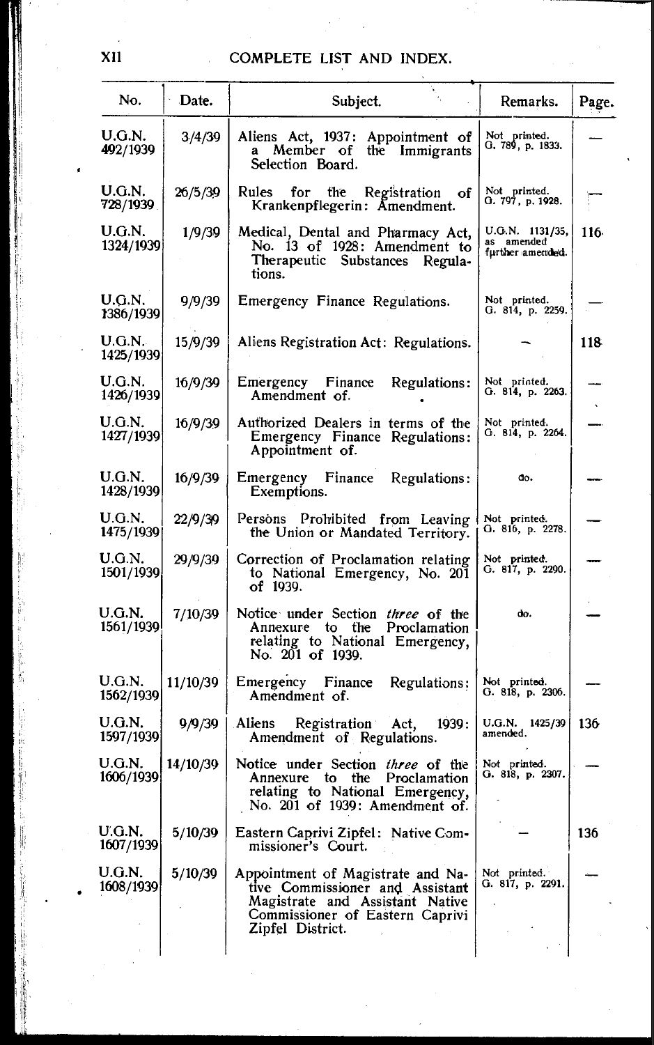## COMPLETE LIST AND INDEX.

| No. | Date. | Subject. | Remarks. | Page. |
|---|---|---|---|---|
| U.G.N. 492/1939 | 3/4/39 | Aliens Act, 1937: Appointment of a Member of the Immigrants Selection Board. | Not printed. G. 789, p. 1833. | — |
| U.G.N. 728/1939 | 26/5/39 | Rules for the Registration of Krankenpflegerin: Amendment. | Not printed. G. 797, p. 1928. | — |
| U.G.N. 1324/1939 | 1/9/39 | Medical, Dental and Pharmacy Act, No. 13 of 1928: Amendment to Therapeutic Substances Regulations. | U.G.N. 1131/35, as amended further amended. | 116 |
| U.G.N. 1386/1939 | 9/9/39 | Emergency Finance Regulations. | Not printed. G. 814, p. 2259. | — |
| U.G.N. 1425/1939 | 15/9/39 | Aliens Registration Act: Regulations. | — | 118 |
| U.G.N. 1426/1939 | 16/9/39 | Emergency Finance Regulations: Amendment of. | Not printed. G. 814, p. 2263. | — |
| U.G.N. 1427/1939 | 16/9/39 | Authorized Dealers in terms of the Emergency Finance Regulations: Appointment of. | Not printed. G. 814, p. 2264. | — |
| U.G.N. 1428/1939 | 16/9/39 | Emergency Finance Regulations: Exemptions. | do. | — |
| U.G.N. 1475/1939 | 22/9/39 | Persons Prohibited from Leaving the Union or Mandated Territory. | Not printed. G. 816, p. 2278. | — |
| U.G.N. 1501/1939 | 29/9/39 | Correction of Proclamation relating to National Emergency, No. 201 of 1939. | Not printed. G. 817, p. 2290. | — |
| U.G.N. 1561/1939 | 7/10/39 | Notice under Section *three* of the Annexure to the Proclamation relating to National Emergency, No. 201 of 1939. | do. | — |
| U.G.N. 1562/1939 | 11/10/39 | Emergency Finance Regulations: Amendment of. | Not printed. G. 818, p. 2306. | — |
| U.G.N. 1597/1939 | 9/9/39 | Aliens Registration Act, 1939: Amendment of Regulations. | U.G.N. 1425/39 amended. | 136 |
| U.G.N. 1606/1939 | 14/10/39 | Notice under Section *three* of the Annexure to the Proclamation relating to National Emergency, No. 201 of 1939: Amendment of. | Not printed. G. 818, p. 2307. | — |
| U.G.N. 1607/1939 | 5/10/39 | Eastern Caprivi Zipfel: Native Commissioner's Court. | — | 136 |
| U.G.N. 1608/1939 | 5/10/39 | Appointment of Magistrate and Native Commissioner and Assistant Magistrate and Assistant Native Commissioner of Eastern Caprivi Zipfel District. | Not printed. G. 817, p. 2291. | — |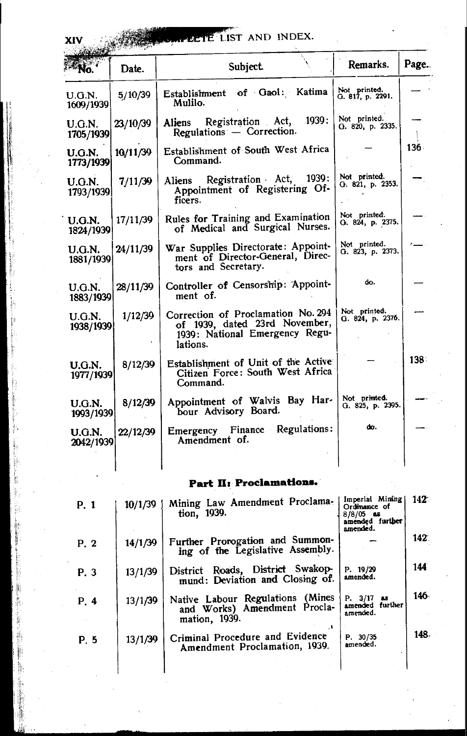| No. | Date. | Subject. | Remarks. | Page. |
|---|---|---|---|---|
| U.G.N. 1609/1939 | 5/10/39 | Establishment of Gaol: Katima Mulilo. | Not printed. G. 817, p. 2291. | — |
| U.G.N. 1705/1939 | 23/10/39 | Aliens Registration Act, 1939: Regulations — Correction. | Not printed. G. 820, p. 2335. | — |
| U.G.N. 1773/1939 | 10/11/39 | Establishment of South West Africa Command. | — | 136 |
| U.G.N. 1793/1939 | 7/11/39 | Aliens Registration Act, 1939: Appointment of Registering Officers. | Not printed. G. 821, p. 2353. | — |
| U.G.N. 1824/1939 | 17/11/39 | Rules for Training and Examination of Medical and Surgical Nurses. | Not printed. G. 824, p. 2375. | — |
| U.G.N. 1881/1939 | 24/11/39 | War Supplies Directorate: Appointment of Director-General, Directors and Secretary. | Not printed. G. 823, p. 2373. | — |
| U.G.N. 1883/1939 | 28/11/39 | Controller of Censorship: Appointment of. | do. | — |
| U.G.N. 1938/1939 | 1/12/39 | Correction of Proclamation No. 294 of 1939, dated 23rd November, 1939: National Emergency Regulations. | Not printed. G. 824, p. 2376. | — |
| U.G.N. 1977/1939 | 8/12/39 | Establishment of Unit of the Active Citizen Force: South West Africa Command. | — | 138 |
| U.G.N. 1993/1939 | 8/12/39 | Appointment of Walvis Bay Harbour Advisory Board. | Not printed. G. 825, p. 2395. | — |
| U.G.N. 2042/1939 | 22/12/39 | Emergency Finance Regulations: Amendment of. | do. | — |

## Part II: Proclamations.

| No. | Date. | Subject. | Remarks. | Page. |
|---|---|---|---|---|
| P. 1 | 10/1/39 | Mining Law Amendment Proclamation, 1939. | Imperial Mining Ordinance of 8/8/05 as amended further amended. | 142 |
| P. 2 | 14/1/39 | Further Prorogation and Summoning of the Legislative Assembly. | — | 142 |
| P. 3 | 13/1/39 | District Roads, District Swakopmund: Deviation and Closing of. | P. 19/29 amended. | 144 |
| P. 4 | 13/1/39 | Native Labour Regulations (Mines and Works) Amendment Proclamation, 1939. | P. 3/17 as amended further amended. | 146 |
| P. 5 | 13/1/39 | Criminal Procedure and Evidence Amendment Proclamation, 1939. | P. 30/35 amended. | 148 |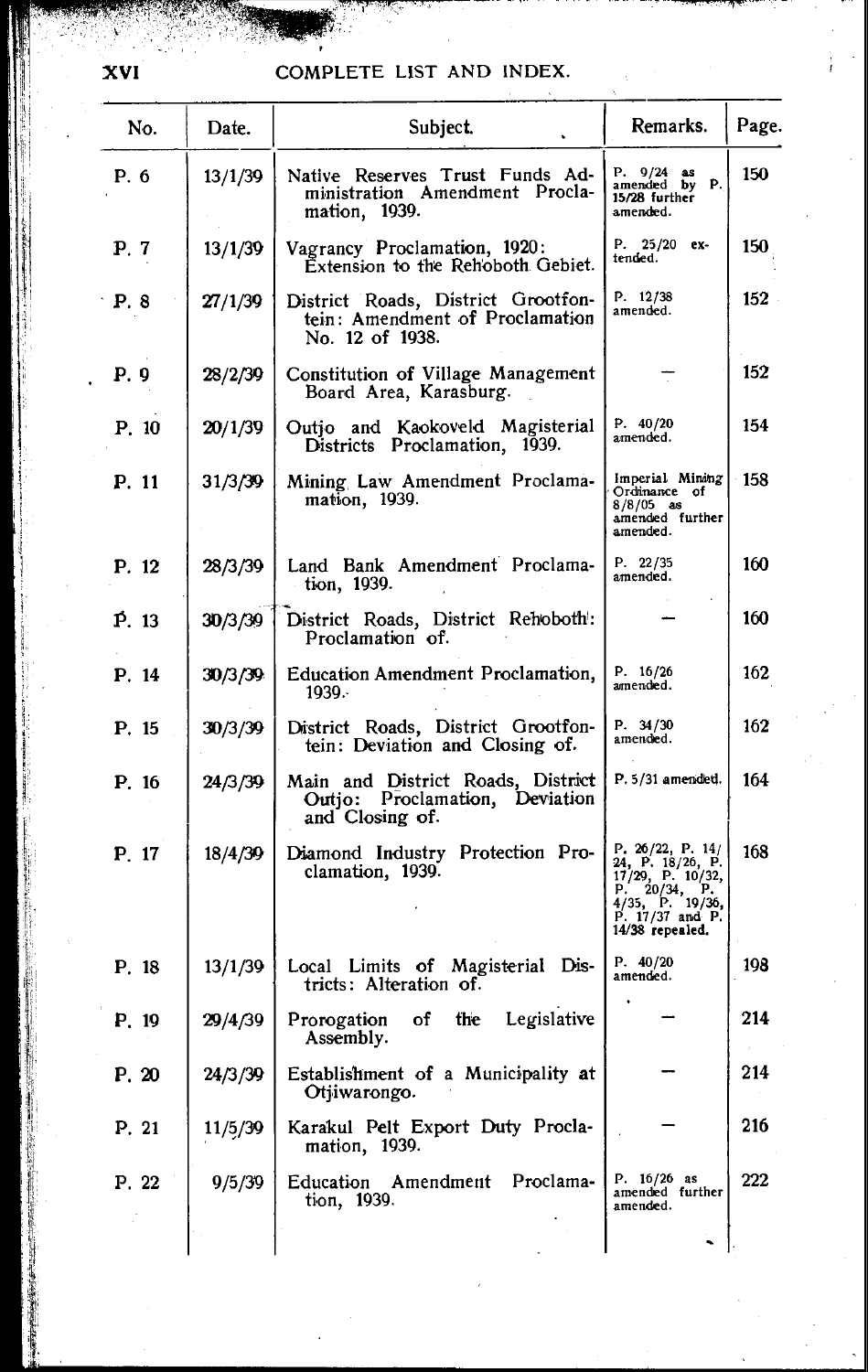## COMPLETE LIST AND INDEX.

| No. | Date. | Subject. | Remarks. | Page. |
|---|---|---|---|---|
| P. 6 | 13/1/39 | Native Reserves Trust Funds Administration Amendment Proclamation, 1939. | P. 9/24 as amended by P. 15/28 further amended. | 150 |
| P. 7 | 13/1/39 | Vagrancy Proclamation, 1920: Extension to the Rehoboth Gebiet. | P. 25/20 extended. | 150 |
| P. 8 | 27/1/39 | District Roads, District Grootfontein: Amendment of Proclamation No. 12 of 1938. | P. 12/38 amended. | 152 |
| P. 9 | 28/2/39 | Constitution of Village Management Board Area, Karasburg. | — | 152 |
| P. 10 | 20/1/39 | Outjo and Kaokoveld Magisterial Districts Proclamation, 1939. | P. 40/20 amended. | 154 |
| P. 11 | 31/3/39 | Mining Law Amendment Proclamation, 1939. | Imperial Mining Ordinance of 8/8/05 as amended further amended. | 158 |
| P. 12 | 28/3/39 | Land Bank Amendment Proclamation, 1939. | P. 22/35 amended. | 160 |
| P. 13 | 30/3/39 | District Roads, District Rehoboth: Proclamation of. | — | 160 |
| P. 14 | 30/3/39 | Education Amendment Proclamation, 1939. | P. 16/26 amended. | 162 |
| P. 15 | 30/3/39 | District Roads, District Grootfontein: Deviation and Closing of. | P. 34/30 amended. | 162 |
| P. 16 | 24/3/39 | Main and District Roads, District Outjo: Proclamation, Deviation and Closing of. | P. 5/31 amended. | 164 |
| P. 17 | 18/4/39 | Diamond Industry Protection Proclamation, 1939. | P. 26/22, P. 14/24, P. 18/26, P. 17/29, P. 10/32, P. 20/34, P. 4/35, P. 19/36, P. 17/37 and P. 14/38 repealed. | 168 |
| P. 18 | 13/1/39 | Local Limits of Magisterial Districts: Alteration of. | P. 40/20 amended. | 198 |
| P. 19 | 29/4/39 | Prorogation of the Legislative Assembly. | — | 214 |
| P. 20 | 24/3/39 | Establishment of a Municipality at Otjiwarongo. | — | 214 |
| P. 21 | 11/5/39 | Karakul Pelt Export Duty Proclamation, 1939. | — | 216 |
| P. 22 | 9/5/39 | Education Amendment Proclamation, 1939. | P. 16/26 as amended further amended. | 222 |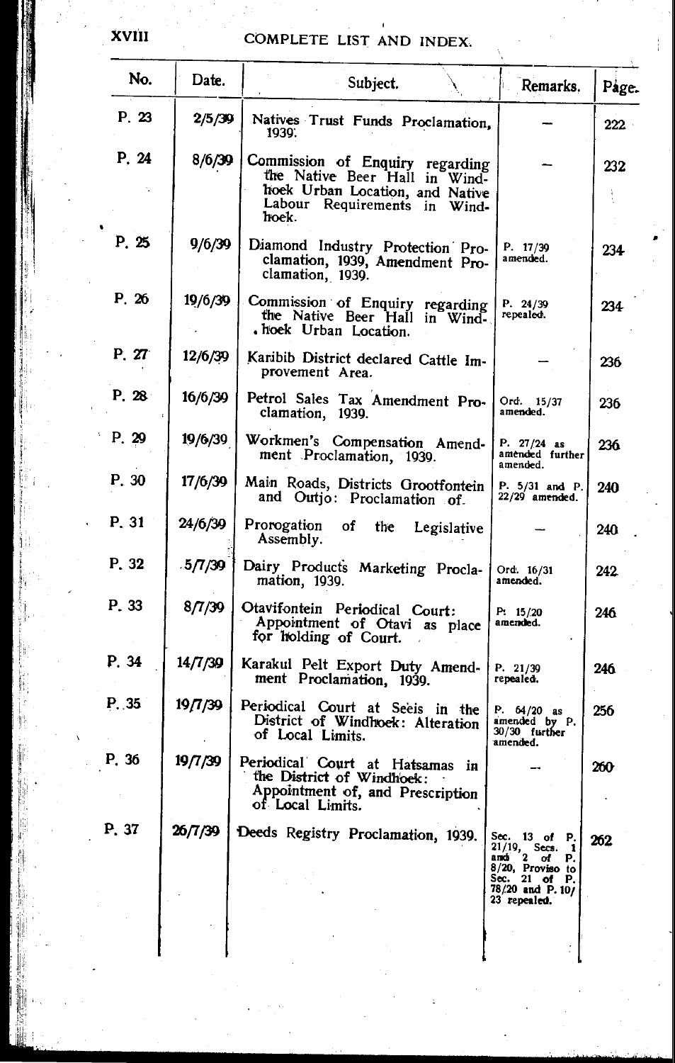| No. | Date. | Subject. | Remarks. | Page. |
|---|---|---|---|---|
| P. 23 | 2/5/39 | Natives Trust Funds Proclamation, 1939. | — | 222 |
| P. 24 | 8/6/39 | Commission of Enquiry regarding the Native Beer Hall in Windhoek Urban Location, and Native Labour Requirements in Windhoek. | — | 232 |
| P. 25 | 9/6/39 | Diamond Industry Protection Proclamation, 1939, Amendment Proclamation, 1939. | P. 17/39 amended. | 234 |
| P. 26 | 19/6/39 | Commission of Enquiry regarding the Native Beer Hall in Windhoek Urban Location. | P. 24/39 repealed. | 234 |
| P. 27 | 12/6/39 | Karibib District declared Cattle Improvement Area. | — | 236 |
| P. 28 | 16/6/39 | Petrol Sales Tax Amendment Proclamation, 1939. | Ord. 15/37 amended. | 236 |
| P. 29 | 19/6/39 | Workmen's Compensation Amendment Proclamation, 1939. | P. 27/24 as amended further amended. | 236 |
| P. 30 | 17/6/39 | Main Roads, Districts Grootfontein and Outjo: Proclamation of. | P. 5/31 and P. 22/29 amended. | 240 |
| P. 31 | 24/6/39 | Prorogation of the Legislative Assembly. | — | 240 |
| P. 32 | 5/7/39 | Dairy Products Marketing Proclamation, 1939. | Ord. 16/31 amended. | 242 |
| P. 33 | 8/7/39 | Otavifontein Periodical Court: Appointment of Otavi as place for holding of Court. | P. 15/20 amended. | 246 |
| P. 34 | 14/7/39 | Karakul Pelt Export Duty Amendment Proclamation, 1939. | P. 21/39 repealed. | 246 |
| P. 35 | 19/7/39 | Periodical Court at Seeis in the District of Windhoek: Alteration of Local Limits. | P. 64/20 as amended by P. 30/30 further amended. | 256 |
| P. 36 | 19/7/39 | Periodical Court at Hatsamas in the District of Windhoek: Appointment of, and Prescription of Local Limits. | — | 260 |
| P. 37 | 26/7/39 | Deeds Registry Proclamation, 1939. | Sec. 13 of P. 21/19, Secs. 1 and 2 of P. 8/20, Proviso to Sec. 21 of P. 78/20 and P. 10/23 repealed. | 262 |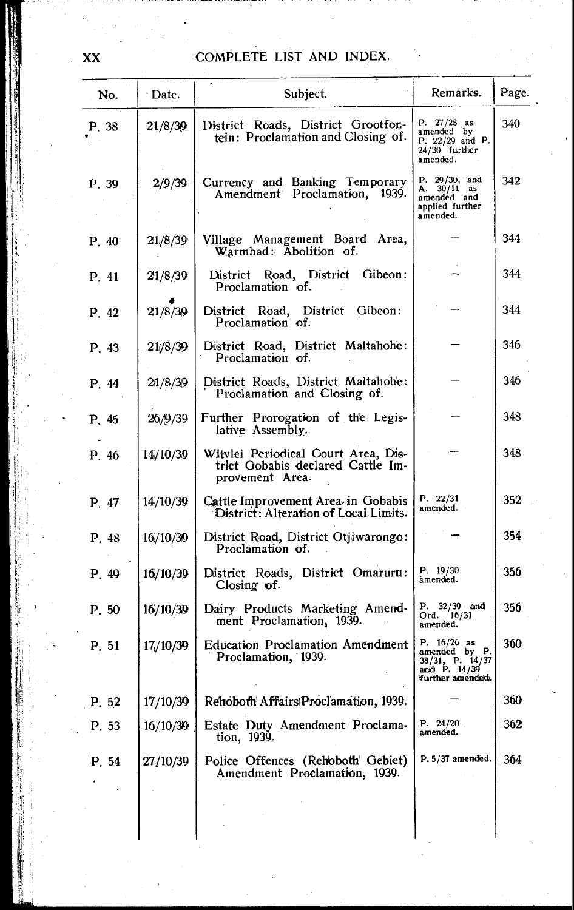# COMPLETE LIST AND INDEX.

| No. | Date. | Subject. | Remarks. | Page. |
|---|---|---|---|---|
| P. 38 | 21/8/39 | District Roads, District Grootfontein: Proclamation and Closing of. | P. 27/28 as amended by P. 22/29 and P. 24/30 further amended. | 340 |
| P. 39 | 2/9/39 | Currency and Banking Temporary Amendment Proclamation, 1939. | P. 29/30, and A. 30/11 as amended and applied further amended. | 342 |
| P. 40 | 21/8/39 | Village Management Board Area, Warmbad: Abolition of. | — | 344 |
| P. 41 | 21/8/39 | District Road, District Gibeon: Proclamation of. | — | 344 |
| P. 42 | 21/8/39 | District Road, District Gibeon: Proclamation of. | — | 344 |
| P. 43 | 21/8/39 | District Road, District Maltahohe: Proclamation of. | — | 346 |
| P. 44 | 21/8/39 | District Roads, District Maltahohe: Proclamation and Closing of. | — | 346 |
| P. 45 | 26/9/39 | Further Prorogation of the Legislative Assembly. | — | 348 |
| P. 46 | 14/10/39 | Witvlei Periodical Court Area, District Gobabis declared Cattle Improvement Area. | — | 348 |
| P. 47 | 14/10/39 | Cattle Improvement Area in Gobabis District: Alteration of Local Limits. | P. 22/31 amended. | 352 |
| P. 48 | 16/10/39 | District Road, District Otjiwarongo: Proclamation of. | — | 354 |
| P. 49 | 16/10/39 | District Roads, District Omaruru: Closing of. | P. 19/30 amended. | 356 |
| P. 50 | 16/10/39 | Dairy Products Marketing Amendment Proclamation, 1939. | P. 32/39 and Ord. 16/31 amended. | 356 |
| P. 51 | 17/10/39 | Education Proclamation Amendment Proclamation, 1939. | P. 16/26 as amended by P. 38/31, P. 14/37 and P. 14/39 further amended. | 360 |
| P. 52 | 17/10/39 | Rehoboth Affairs Proclamation, 1939. | — | 360 |
| P. 53 | 16/10/39 | Estate Duty Amendment Proclamation, 1939. | P. 24/20 amended. | 362 |
| P. 54 | 27/10/39 | Police Offences (Rehoboth Gebiet) Amendment Proclamation, 1939. | P. 5/37 amended. | 364 |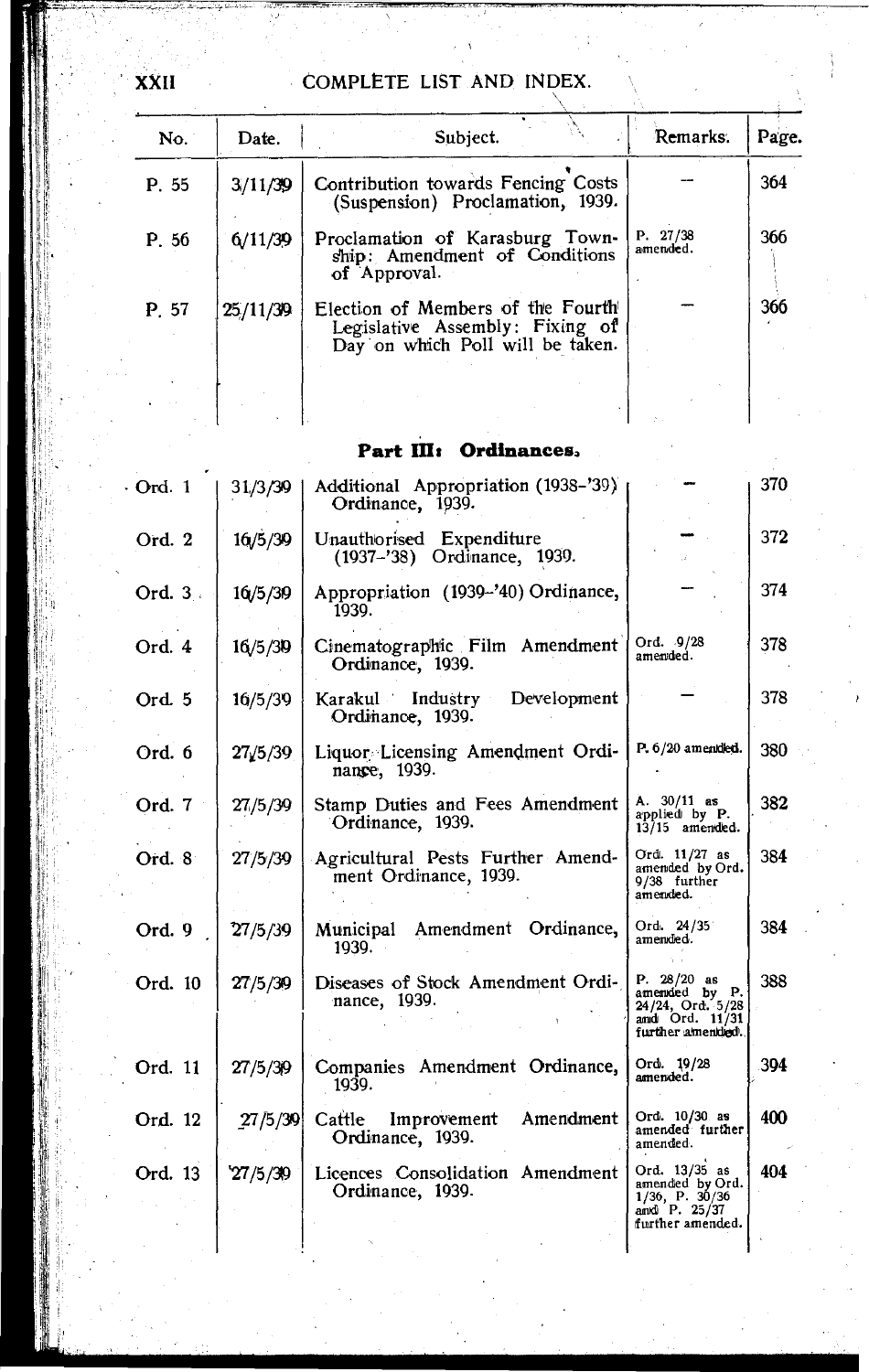# COMPLETE LIST AND INDEX.

| No. | Date. | Subject. | Remarks. | Page. |
|---|---|---|---|---|
| P. 55 | 3/11/39 | Contribution towards Fencing Costs (Suspension) Proclamation, 1939. | — | 364 |
| P. 56 | 6/11/39 | Proclamation of Karasburg Township: Amendment of Conditions of Approval. | P. 27/38 amended. | 366 |
| P. 57 | 25/11/39 | Election of Members of the Fourth Legislative Assembly: Fixing of Day on which Poll will be taken. | — | 366 |

## Part III: Ordinances.

| No. | Date. | Subject. | Remarks. | Page. |
|---|---|---|---|---|
| Ord. 1 | 31/3/39 | Additional Appropriation (1938–'39) Ordinance, 1939. | — | 370 |
| Ord. 2 | 16/5/39 | Unauthorised Expenditure (1937–'38) Ordinance, 1939. | — | 372 |
| Ord. 3 | 16/5/39 | Appropriation (1939–'40) Ordinance, 1939. | — | 374 |
| Ord. 4 | 16/5/39 | Cinematographic Film Amendment Ordinance, 1939. | Ord. 9/28 amended. | 378 |
| Ord. 5 | 16/5/39 | Karakul Industry Development Ordinance, 1939. | — | 378 |
| Ord. 6 | 27/5/39 | Liquor Licensing Amendment Ordinance, 1939. | P. 6/20 amended. | 380 |
| Ord. 7 | 27/5/39 | Stamp Duties and Fees Amendment Ordinance, 1939. | A. 30/11 as applied by P. 13/15 amended. | 382 |
| Ord. 8 | 27/5/39 | Agricultural Pests Further Amendment Ordinance, 1939. | Ord. 11/27 as amended by Ord. 9/38 further amended. | 384 |
| Ord. 9 | 27/5/39 | Municipal Amendment Ordinance, 1939. | Ord. 24/35 amended. | 384 |
| Ord. 10 | 27/5/39 | Diseases of Stock Amendment Ordinance, 1939. | P. 28/20 as amended by P. 24/24, Ord. 5/28 and Ord. 11/31 further amended. | 388 |
| Ord. 11 | 27/5/39 | Companies Amendment Ordinance, 1939. | Ord. 19/28 amended. | 394 |
| Ord. 12 | 27/5/39 | Cattle Improvement Amendment Ordinance, 1939. | Ord. 10/30 as amended further amended. | 400 |
| Ord. 13 | 27/5/39 | Licences Consolidation Amendment Ordinance, 1939. | Ord. 13/35 as amended by Ord. 1/36, P. 30/36 and P. 25/37 further amended. | 404 |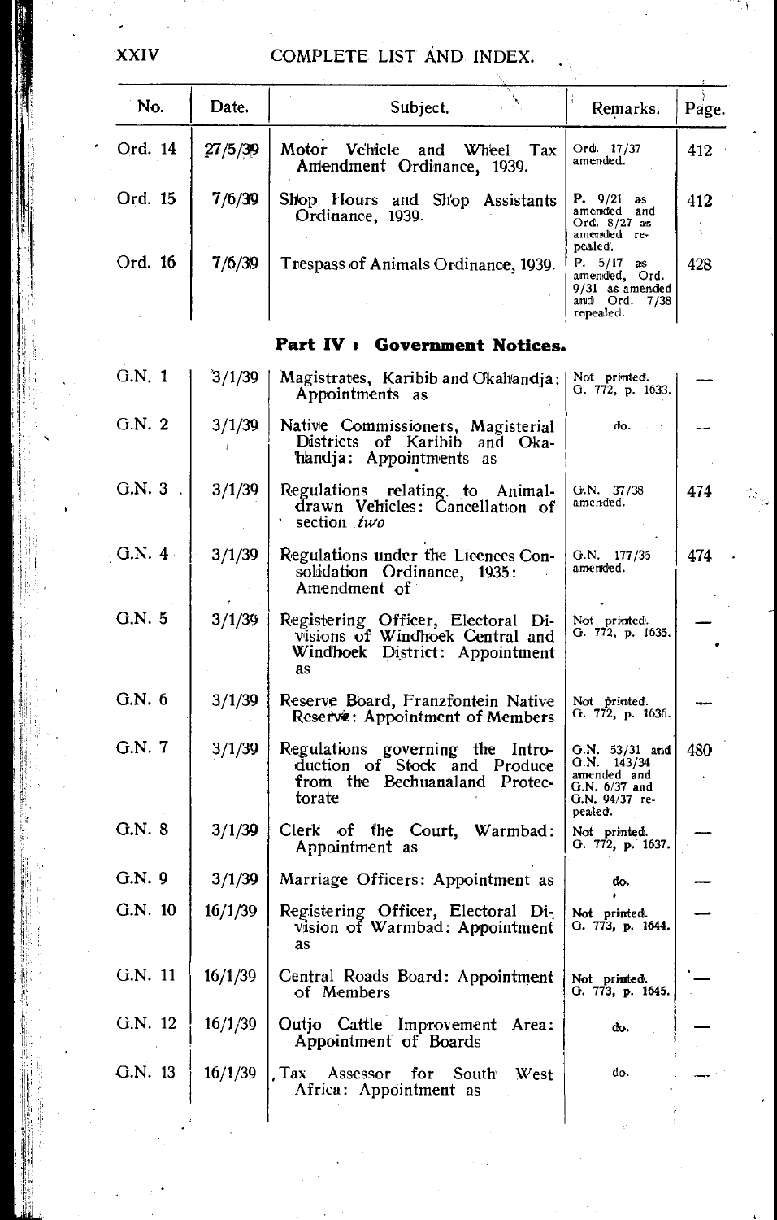| No. | Date. | Subject. | Remarks. | Page. |
|---|---|---|---|---|
| Ord. 14 | 27/5/39 | Motor Vehicle and Wheel Tax Amendment Ordinance, 1939. | Ord. 17/37 amended. | 412 |
| Ord. 15 | 7/6/39 | Shop Hours and Shop Assistants Ordinance, 1939. | P. 9/21 as amended and Ord. 8/27 as amended repealed. | 412 |
| Ord. 16 | 7/6/39 | Trespass of Animals Ordinance, 1939. | P. 5/17 as amended, Ord. 9/31 as amended and Ord. 7/38 repealed. | 428 |

## Part IV : Government Notices.

| No. | Date. | Subject. | Remarks. | Page. |
|---|---|---|---|---|
| G.N. 1 | 3/1/39 | Magistrates, Karibib and Okahandja: Appointments as | Not printed. G. 772, p. 1633. | — |
| G.N. 2 | 3/1/39 | Native Commissioners, Magisterial Districts of Karibib and Okahandja: Appointments as | do. | — |
| G.N. 3 | 3/1/39 | Regulations relating to Animal-drawn Vehicles: Cancellation of section *two* | G.N. 37/38 amended. | 474 |
| G.N. 4 | 3/1/39 | Regulations under the Licences Consolidation Ordinance, 1935: Amendment of | G.N. 177/35 amended. | 474 |
| G.N. 5 | 3/1/39 | Registering Officer, Electoral Divisions of Windhoek Central and Windhoek District: Appointment as | Not printed. G. 772, p. 1635. | — |
| G.N. 6 | 3/1/39 | Reserve Board, Franzfontein Native Reserve: Appointment of Members | Not printed. G. 772, p. 1636. | — |
| G.N. 7 | 3/1/39 | Regulations governing the Introduction of Stock and Produce from the Bechuanaland Protectorate | G.N. 53/31 and G.N. 143/34 amended and G.N. 6/37 and G.N. 94/37 repealed. | 480 |
| G.N. 8 | 3/1/39 | Clerk of the Court, Warmbad: Appointment as | Not printed. G. 772, p. 1637. | — |
| G.N. 9 | 3/1/39 | Marriage Officers: Appointment as | do. | — |
| G.N. 10 | 16/1/39 | Registering Officer, Electoral Division of Warmbad: Appointment as | Not printed. G. 773, p. 1644. | — |
| G.N. 11 | 16/1/39 | Central Roads Board: Appointment of Members | Not printed. G. 773, p. 1645. | — |
| G.N. 12 | 16/1/39 | Outjo Cattle Improvement Area: Appointment of Boards | do. | — |
| G.N. 13 | 16/1/39 | Tax Assessor for South West Africa: Appointment as | do. | — |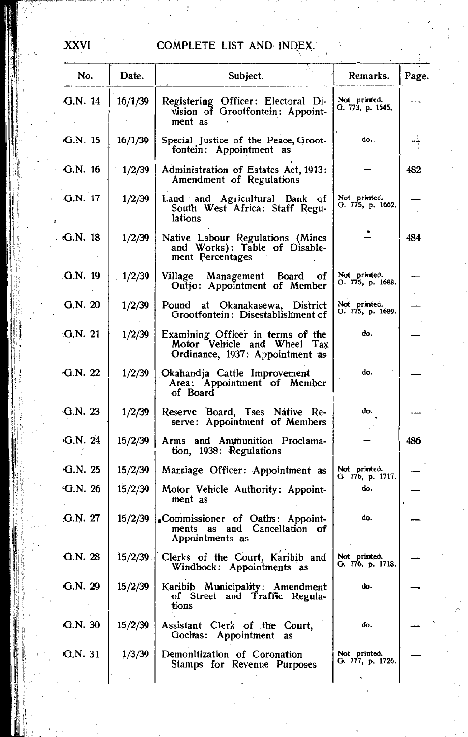# COMPLETE LIST AND INDEX.

| No. | Date. | Subject. | Remarks. | Page. |
|---|---|---|---|---|
| G.N. 14 | 16/1/39 | Registering Officer: Electoral Division of Grootfontein: Appointment as | Not printed. G. 773, p. 1645. | — |
| G.N. 15 | 16/1/39 | Special Justice of the Peace, Grootfontein: Appointment as | do. | — |
| G.N. 16 | 1/2/39 | Administration of Estates Act, 1913: Amendment of Regulations | — | 482 |
| G.N. 17 | 1/2/39 | Land and Agricultural Bank of South West Africa: Staff Regulations | Not printed. G. 775, p. 1662. | — |
| G.N. 18 | 1/2/39 | Native Labour Regulations (Mines and Works): Table of Disablement Percentages | — | 484 |
| G.N. 19 | 1/2/39 | Village Management Board of Outjo: Appointment of Member | Not printed. G. 775, p. 1688. | — |
| G.N. 20 | 1/2/39 | Pound at Okanakasewa, District Grootfontein: Disestablishment of | Not printed. G. 775, p. 1689. | — |
| G.N. 21 | 1/2/39 | Examining Officer in terms of the Motor Vehicle and Wheel Tax Ordinance, 1937: Appointment as | do. | — |
| G.N. 22 | 1/2/39 | Okahandja Cattle Improvement Area: Appointment of Member of Board | do. | — |
| G.N. 23 | 1/2/39 | Reserve Board, Tses Native Reserve: Appointment of Members | do. | — |
| G.N. 24 | 15/2/39 | Arms and Ammunition Proclamation, 1938: Regulations | — | 486 |
| G.N. 25 | 15/2/39 | Marriage Officer: Appointment as | Not printed. G. 776, p. 1717. | — |
| G.N. 26 | 15/2/39 | Motor Vehicle Authority: Appointment as | do. | — |
| G.N. 27 | 15/2/39 | Commissioner of Oaths: Appointments as and Cancellation of Appointments as | do. | — |
| G.N. 28 | 15/2/39 | Clerks of the Court, Karibib and Windhoek: Appointments as | Not printed. G. 776, p. 1718. | — |
| G.N. 29 | 15/2/39 | Karibib Municipality: Amendment of Street and Traffic Regulations | do. | — |
| G.N. 30 | 15/2/39 | Assistant Clerk of the Court, Gochas: Appointment as | do. | — |
| G.N. 31 | 1/3/39 | Demonitization of Coronation Stamps for Revenue Purposes | Not printed. G. 777, p. 1726. | — |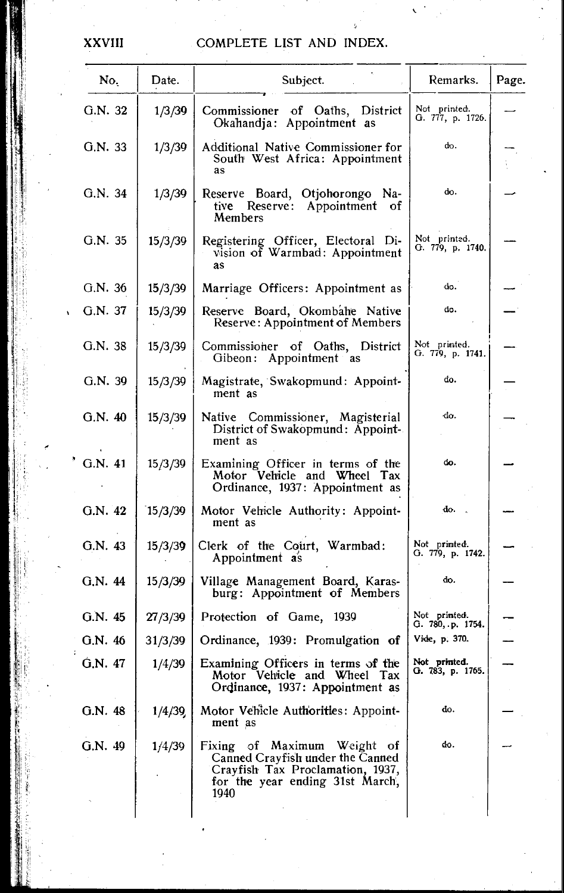| No. | Date. | Subject. | Remarks. | Page. |
|---|---|---|---|---|
| G.N. 32 | 1/3/39 | Commissioner of Oaths, District Okahandja: Appointment as | Not printed. G. 777, p. 1726. | — |
| G.N. 33 | 1/3/39 | Additional Native Commissioner for South West Africa: Appointment as | do. | — |
| G.N. 34 | 1/3/39 | Reserve Board, Otjohorongo Native Reserve: Appointment of Members | do. | — |
| G.N. 35 | 15/3/39 | Registering Officer, Electoral Division of Warmbad: Appointment as | Not printed. G. 779, p. 1740. | — |
| G.N. 36 | 15/3/39 | Marriage Officers: Appointment as | do. | — |
| G.N. 37 | 15/3/39 | Reserve Board, Okombahe Native Reserve: Appointment of Members | do. | — |
| G.N. 38 | 15/3/39 | Commissioner of Oaths, District Gibeon: Appointment as | Not printed. G. 779, p. 1741. | — |
| G.N. 39 | 15/3/39 | Magistrate, Swakopmund: Appointment as | do. | — |
| G.N. 40 | 15/3/39 | Native Commissioner, Magisterial District of Swakopmund: Appointment as | do. | — |
| G.N. 41 | 15/3/39 | Examining Officer in terms of the Motor Vehicle and Wheel Tax Ordinance, 1937: Appointment as | do. | — |
| G.N. 42 | 15/3/39 | Motor Vehicle Authority: Appointment as | do. | — |
| G.N. 43 | 15/3/39 | Clerk of the Court, Warmbad: Appointment as | Not printed. G. 779, p. 1742. | — |
| G.N. 44 | 15/3/39 | Village Management Board, Karasburg: Appointment of Members | do. | — |
| G.N. 45 | 27/3/39 | Protection of Game, 1939 | Not printed. G. 780, p. 1754. | — |
| G.N. 46 | 31/3/39 | Ordinance, 1939: Promulgation of | Vide, p. 370. | — |
| G.N. 47 | 1/4/39 | Examining Officers in terms of the Motor Vehicle and Wheel Tax Ordinance, 1937: Appointment as | Not printed. G. 783, p. 1765. | — |
| G.N. 48 | 1/4/39 | Motor Vehicle Authorities: Appointment as | do. | — |
| G.N. 49 | 1/4/39 | Fixing of Maximum Weight of Canned Crayfish under the Canned Crayfish Tax Proclamation, 1937, for the year ending 31st March, 1940 | do. | — |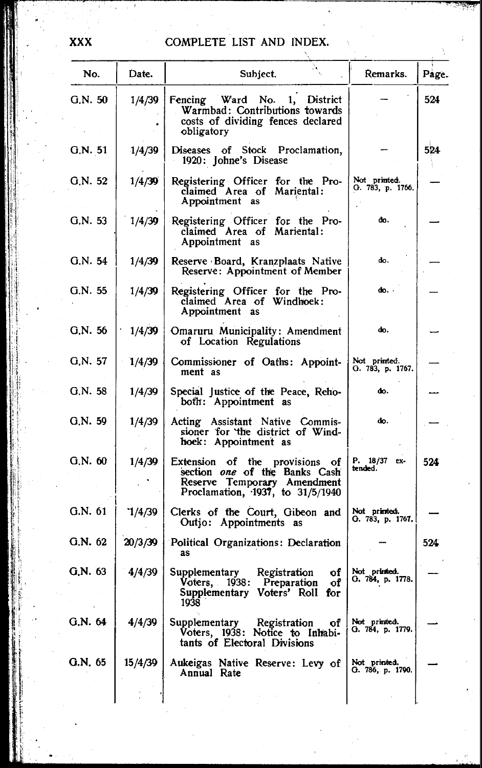# COMPLETE LIST AND INDEX.

| No. | Date. | Subject. | Remarks. | Page. |
|---|---|---|---|---|
| G.N. 50 | 1/4/39 | Fencing Ward No. 1, District Warmbad: Contributions towards costs of dividing fences declared obligatory | — | 524 |
| G.N. 51 | 1/4/39 | Diseases of Stock Proclamation, 1920: Johne's Disease | — | 524 |
| G.N. 52 | 1/4/39 | Registering Officer for the Proclaimed Area of Mariental: Appointment as | Not printed. G. 783, p. 1766. | — |
| G.N. 53 | 1/4/39 | Registering Officer for the Proclaimed Area of Mariental: Appointment as | do. | — |
| G.N. 54 | 1/4/39 | Reserve Board, Kranzplaats Native Reserve: Appointment of Member | do. | — |
| G.N. 55 | 1/4/39 | Registering Officer for the Proclaimed Area of Windhoek: Appointment as | do. | — |
| G.N. 56 | 1/4/39 | Omaruru Municipality: Amendment of Location Regulations | do. | — |
| G.N. 57 | 1/4/39 | Commissioner of Oaths: Appointment as | Not printed. G. 783, p. 1767. | — |
| G.N. 58 | 1/4/39 | Special Justice of the Peace, Rehoboth: Appointment as | do. | — |
| G.N. 59 | 1/4/39 | Acting Assistant Native Commissioner for the district of Windhoek: Appointment as | do. | — |
| G.N. 60 | 1/4/39 | Extension of the provisions of section *one* of the Banks Cash Reserve Temporary Amendment Proclamation, 1937, to 31/5/1940 | P. 18/37 extended. | 524 |
| G.N. 61 | 1/4/39 | Clerks of the Court, Gibeon and Outjo: Appointments as | Not printed. G. 783, p. 1767. | — |
| G.N. 62 | 20/3/39 | Political Organizations: Declaration as | — | 524 |
| G.N. 63 | 4/4/39 | Supplementary Registration of Voters, 1938: Preparation of Supplementary Voters' Roll for 1938 | Not printed. G. 784, p. 1778. | — |
| G.N. 64 | 4/4/39 | Supplementary Registration of Voters, 1938: Notice to Inhabitants of Electoral Divisions | Not printed. G. 784, p. 1779. | — |
| G.N. 65 | 15/4/39 | Aukeigas Native Reserve: Levy of Annual Rate | Not printed. G. 786, p. 1790. | — |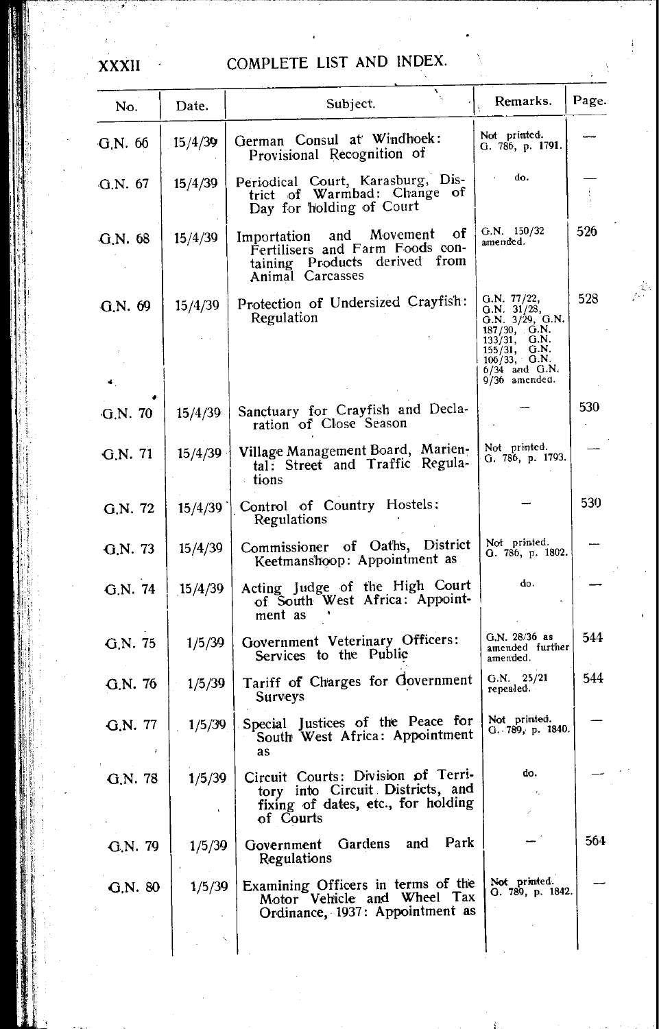## COMPLETE LIST AND INDEX.

| No. | Date. | Subject. | Remarks. | Page. |
|---|---|---|---|---|
| G.N. 66 | 15/4/39 | German Consul at Windhoek: Provisional Recognition of | Not printed. G. 786, p. 1791. | — |
| G.N. 67 | 15/4/39 | Periodical Court, Karasburg, District of Warmbad: Change of Day for holding of Court | do. | — |
| G.N. 68 | 15/4/39 | Importation and Movement of Fertilisers and Farm Foods containing Products derived from Animal Carcasses | G.N. 150/32 amended. | 526 |
| G.N. 69 | 15/4/39 | Protection of Undersized Crayfish: Regulation | G.N. 77/22, G.N. 31/28, G.N. 3/29, G.N. 187/30, G.N. 133/31, G.N. 155/31, G.N. 106/33, G.N. 6/34 and G.N. 9/36 amended. | 528 |
| G.N. 70 | 15/4/39 | Sanctuary for Crayfish and Declaration of Close Season | — | 530 |
| G.N. 71 | 15/4/39 | Village Management Board, Mariental: Street and Traffic Regulations | Not printed. G. 786, p. 1793. | — |
| G.N. 72 | 15/4/39 | Control of Country Hostels: Regulations | — | 530 |
| G.N. 73 | 15/4/39 | Commissioner of Oaths, District Keetmanshoop: Appointment as | Not printed. G. 786, p. 1802. | — |
| G.N. 74 | 15/4/39 | Acting Judge of the High Court of South West Africa: Appointment as | do. | — |
| G.N. 75 | 1/5/39 | Government Veterinary Officers: Services to the Public | G.N. 28/36 as amended further amended. | 544 |
| G.N. 76 | 1/5/39 | Tariff of Charges for Government Surveys | G.N. 25/21 repealed. | 544 |
| G.N. 77 | 1/5/39 | Special Justices of the Peace for South West Africa: Appointment as | Not printed. G. 789, p. 1840. | — |
| G.N. 78 | 1/5/39 | Circuit Courts: Division of Territory into Circuit Districts, and fixing of dates, etc., for holding of Courts | do. | — |
| G.N. 79 | 1/5/39 | Government Gardens and Park Regulations | — | 564 |
| G.N. 80 | 1/5/39 | Examining Officers in terms of the Motor Vehicle and Wheel Tax Ordinance, 1937: Appointment as | Not printed. G. 789, p. 1842. | — |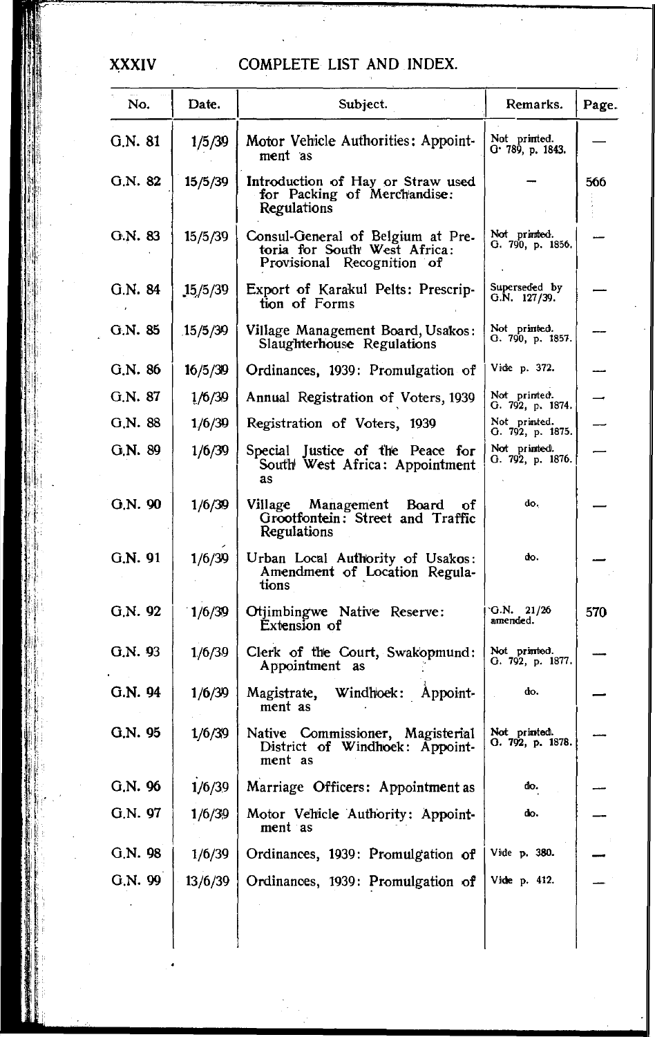| No. | Date. | Subject. | Remarks. | Page. |
|---|---|---|---|---|
| G.N. 81 | 1/5/39 | Motor Vehicle Authorities: Appointment as | Not printed. G. 789, p. 1843. | — |
| G.N. 82 | 15/5/39 | Introduction of Hay or Straw used for Packing of Merchandise: Regulations | — | 566 |
| G.N. 83 | 15/5/39 | Consul-General of Belgium at Pretoria for South West Africa: Provisional Recognition of | Not printed. G. 790, p. 1856. | — |
| G.N. 84 | 15/5/39 | Export of Karakul Pelts: Prescription of Forms | Superseded by G.N. 127/39. | — |
| G.N. 85 | 15/5/39 | Village Management Board, Usakos: Slaughterhouse Regulations | Not printed. G. 790, p. 1857. | — |
| G.N. 86 | 16/5/39 | Ordinances, 1939: Promulgation of | Vide p. 372. | — |
| G.N. 87 | 1/6/39 | Annual Registration of Voters, 1939 | Not printed. G. 792, p. 1874. | — |
| G.N. 88 | 1/6/39 | Registration of Voters, 1939 | Not printed. G. 792, p. 1875. | — |
| G.N. 89 | 1/6/39 | Special Justice of the Peace for South West Africa: Appointment as | Not printed. G. 792, p. 1876. | — |
| G.N. 90 | 1/6/39 | Village Management Board of Grootfontein: Street and Traffic Regulations | do. | — |
| G.N. 91 | 1/6/39 | Urban Local Authority of Usakos: Amendment of Location Regulations | do. | — |
| G.N. 92 | 1/6/39 | Otjimbingwe Native Reserve: Extension of | G.N. 21/26 amended. | 570 |
| G.N. 93 | 1/6/39 | Clerk of the Court, Swakopmund: Appointment as | Not printed. G. 792, p. 1877. | — |
| G.N. 94 | 1/6/39 | Magistrate, Windhoek: Appointment as | do. | — |
| G.N. 95 | 1/6/39 | Native Commissioner, Magisterial District of Windhoek: Appointment as | Not printed. G. 792, p. 1878. | — |
| G.N. 96 | 1/6/39 | Marriage Officers: Appointment as | do. | — |
| G.N. 97 | 1/6/39 | Motor Vehicle Authority: Appointment as | do. | — |
| G.N. 98 | 1/6/39 | Ordinances, 1939: Promulgation of | Vide p. 380. | — |
| G.N. 99 | 13/6/39 | Ordinances, 1939: Promulgation of | Vide p. 412. | — |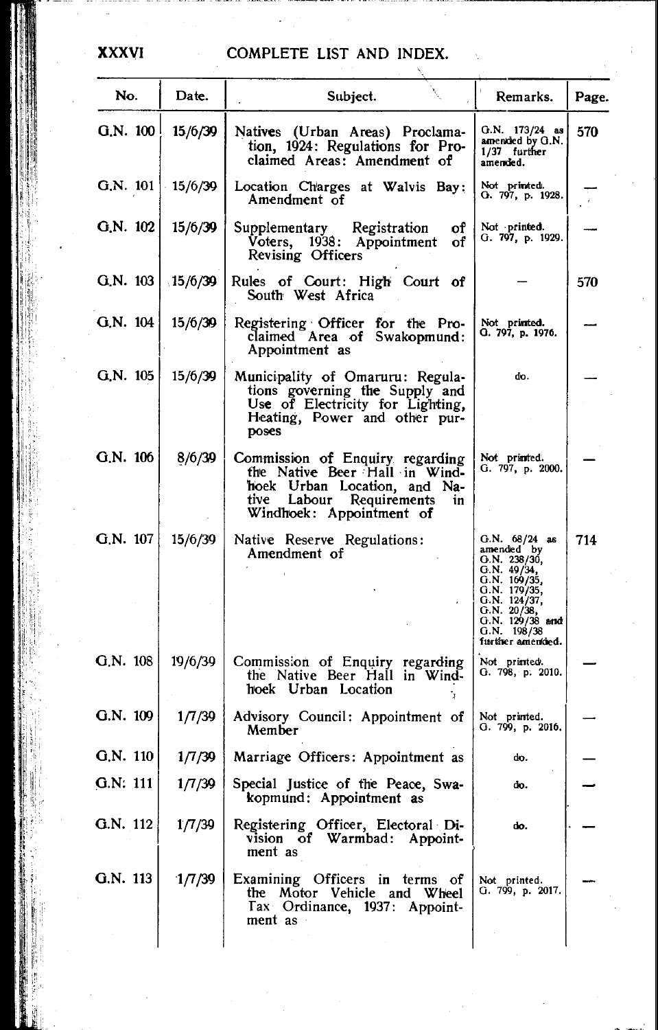## COMPLETE LIST AND INDEX.

| No. | Date. | Subject. | Remarks. | Page. |
|---|---|---|---|---|
| G.N. 100 | 15/6/39 | Natives (Urban Areas) Proclamation, 1924: Regulations for Proclaimed Areas: Amendment of | G.N. 173/24 as amended by G.N. 1/37 further amended. | 570 |
| G.N. 101 | 15/6/39 | Location Charges at Walvis Bay: Amendment of | Not printed. G. 797, p. 1928. | — |
| G.N. 102 | 15/6/39 | Supplementary Registration of Voters, 1938: Appointment of Revising Officers | Not printed. G. 797, p. 1929. | — |
| G.N. 103 | 15/6/39 | Rules of Court: High Court of South West Africa | — | 570 |
| G.N. 104 | 15/6/39 | Registering Officer for the Proclaimed Area of Swakopmund: Appointment as | Not printed. G. 797, p. 1976. | — |
| G.N. 105 | 15/6/39 | Municipality of Omaruru: Regulations governing the Supply and Use of Electricity for Lighting, Heating, Power and other purposes | do. | — |
| G.N. 106 | 8/6/39 | Commission of Enquiry regarding the Native Beer Hall in Windhoek Urban Location, and Native Labour Requirements in Windhoek: Appointment of | Not printed. G. 797, p. 2000. | — |
| G.N. 107 | 15/6/39 | Native Reserve Regulations: Amendment of | G.N. 68/24 as amended by G.N. 238/30, G.N. 49/34, G.N. 169/35, G.N. 179/35, G.N. 124/37, G.N. 20/38, G.N. 129/38 and G.N. 198/38 further amended. | 714 |
| G.N. 108 | 19/6/39 | Commission of Enquiry regarding the Native Beer Hall in Windhoek Urban Location | Not printed. G. 798, p. 2010. | — |
| G.N. 109 | 1/7/39 | Advisory Council: Appointment of Member | Not printed. G. 799, p. 2016. | — |
| G.N. 110 | 1/7/39 | Marriage Officers: Appointment as | do. | — |
| G.N. 111 | 1/7/39 | Special Justice of the Peace, Swakopmund: Appointment as | do. | — |
| G.N. 112 | 1/7/39 | Registering Officer, Electoral Division of Warmbad: Appointment as | do. | — |
| G.N. 113 | 1/7/39 | Examining Officers in terms of the Motor Vehicle and Wheel Tax Ordinance, 1937: Appointment as | Not printed. G. 799, p. 2017. | — |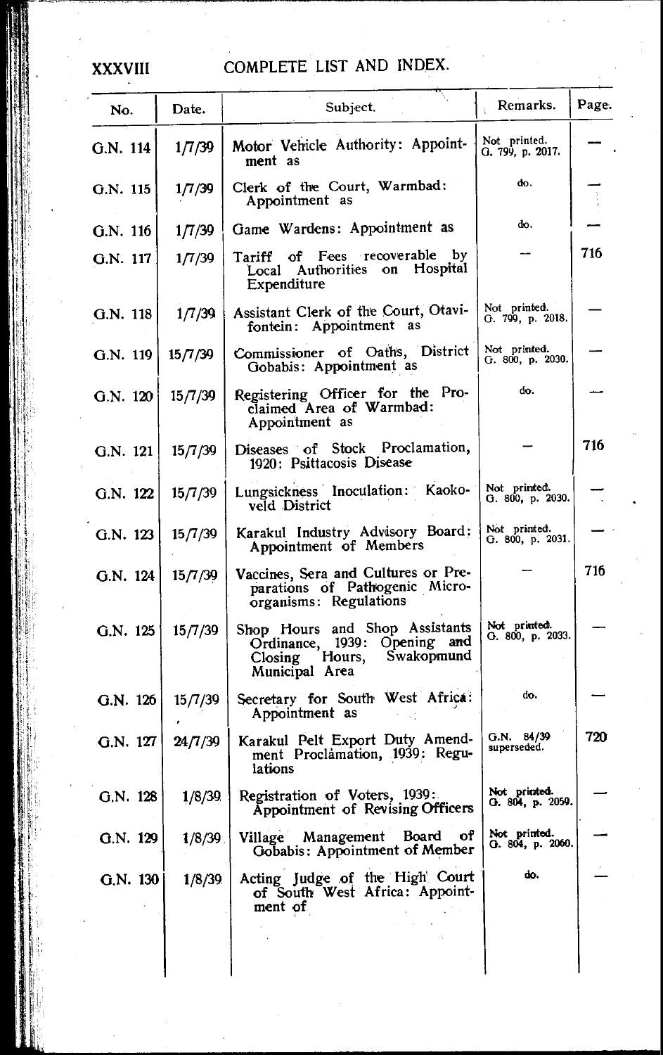# COMPLETE LIST AND INDEX.

| No. | Date. | Subject. | Remarks. | Page. |
|---|---|---|---|---|
| G.N. 114 | 1/7/39 | Motor Vehicle Authority: Appointment as | Not printed. G. 799, p. 2017. | — |
| G.N. 115 | 1/7/39 | Clerk of the Court, Warmbad: Appointment as | do. | — |
| G.N. 116 | 1/7/39 | Game Wardens: Appointment as | do. | — |
| G.N. 117 | 1/7/39 | Tariff of Fees recoverable by Local Authorities on Hospital Expenditure | — | 716 |
| G.N. 118 | 1/7/39 | Assistant Clerk of the Court, Otavifontein: Appointment as | Not printed. G. 799, p. 2018. | — |
| G.N. 119 | 15/7/39 | Commissioner of Oaths, District Gobabis: Appointment as | Not printed. G. 800, p. 2030. | — |
| G.N. 120 | 15/7/39 | Registering Officer for the Proclaimed Area of Warmbad: Appointment as | do. | — |
| G.N. 121 | 15/7/39 | Diseases of Stock Proclamation, 1920: Psittacosis Disease | — | 716 |
| G.N. 122 | 15/7/39 | Lungsickness Inoculation: Kaokoveld District | Not printed. G. 800, p. 2030. | — |
| G.N. 123 | 15/7/39 | Karakul Industry Advisory Board: Appointment of Members | Not printed. G. 800, p. 2031. | — |
| G.N. 124 | 15/7/39 | Vaccines, Sera and Cultures or Preparations of Pathogenic Microorganisms: Regulations | — | 716 |
| G.N. 125 | 15/7/39 | Shop Hours and Shop Assistants Ordinance, 1939: Opening and Closing Hours, Swakopmund Municipal Area | Not printed. G. 800, p. 2033. | — |
| G.N. 126 | 15/7/39 | Secretary for South West Africa: Appointment as | do. | — |
| G.N. 127 | 24/7/39 | Karakul Pelt Export Duty Amendment Proclamation, 1939: Regulations | G.N. 84/39 superseded. | 720 |
| G.N. 128 | 1/8/39 | Registration of Voters, 1939: Appointment of Revising Officers | Not printed. G. 804, p. 2059. | — |
| G.N. 129 | 1/8/39 | Village Management Board of Gobabis: Appointment of Member | Not printed. G. 804, p. 2060. | — |
| G.N. 130 | 1/8/39 | Acting Judge of the High Court of South West Africa: Appointment of | do. | — |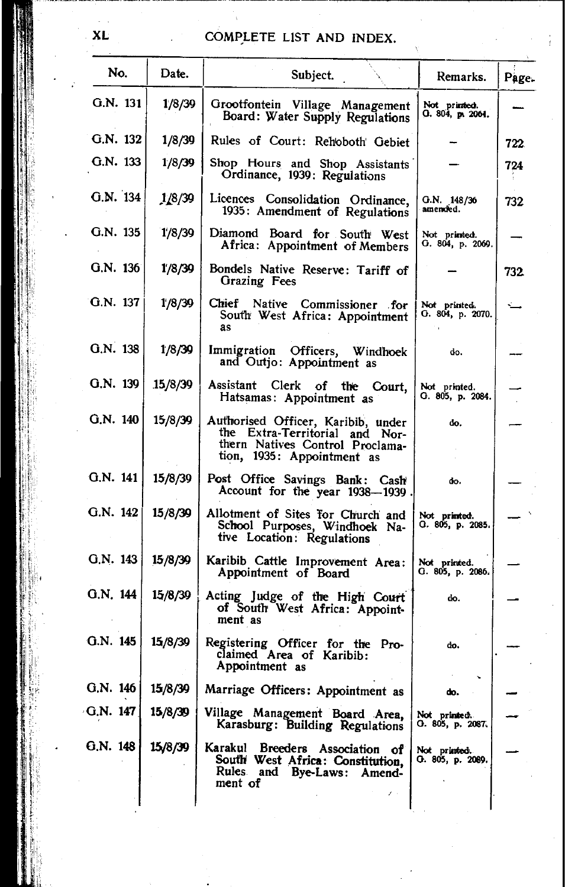# COMPLETE LIST AND INDEX.

| No. | Date. | Subject. | Remarks. | Page. |
|---|---|---|---|---|
| G.N. 131 | 1/8/39 | Grootfontein Village Management Board: Water Supply Regulations | Not printed. G. 804, p. 2064. | — |
| G.N. 132 | 1/8/39 | Rules of Court: Rehoboth Gebiet | — | 722 |
| G.N. 133 | 1/8/39 | Shop Hours and Shop Assistants Ordinance, 1939: Regulations | — | 724 |
| G.N. 134 | 1/8/39 | Licences Consolidation Ordinance, 1935: Amendment of Regulations | G.N. 148/36 amended. | 732 |
| G.N. 135 | 1/8/39 | Diamond Board for South West Africa: Appointment of Members | Not printed. G. 804, p. 2069. | — |
| G.N. 136 | 1/8/39 | Bondels Native Reserve: Tariff of Grazing Fees | — | 732 |
| G.N. 137 | 1/8/39 | Chief Native Commissioner for South West Africa: Appointment as | Not printed. G. 804, p. 2070. | — |
| G.N. 138 | 1/8/39 | Immigration Officers, Windhoek and Outjo: Appointment as | do. | — |
| G.N. 139 | 15/8/39 | Assistant Clerk of the Court, Hatsamas: Appointment as | Not printed. G. 805, p. 2084. | — |
| G.N. 140 | 15/8/39 | Authorised Officer, Karibib, under the Extra-Territorial and Northern Natives Control Proclamation, 1935: Appointment as | do. | — |
| G.N. 141 | 15/8/39 | Post Office Savings Bank: Cash Account for the year 1938—1939. | do. | — |
| G.N. 142 | 15/8/39 | Allotment of Sites for Church and School Purposes, Windhoek Native Location: Regulations | Not printed. G. 805, p. 2085. | — |
| G.N. 143 | 15/8/39 | Karibib Cattle Improvement Area: Appointment of Board | Not printed. G. 805, p. 2086. | — |
| G.N. 144 | 15/8/39 | Acting Judge of the High Court of South West Africa: Appointment as | do. | — |
| G.N. 145 | 15/8/39 | Registering Officer for the Proclaimed Area of Karibib: Appointment as | do. | — |
| G.N. 146 | 15/8/39 | Marriage Officers: Appointment as | do. | — |
| G.N. 147 | 15/8/39 | Village Management Board Area, Karasburg: Building Regulations | Not printed. G. 805, p. 2087. | — |
| G.N. 148 | 15/8/39 | Karakul Breeders Association of South West Africa: Constitution, Rules and Bye-Laws: Amendment of | Not printed. G. 805, p. 2089. | — |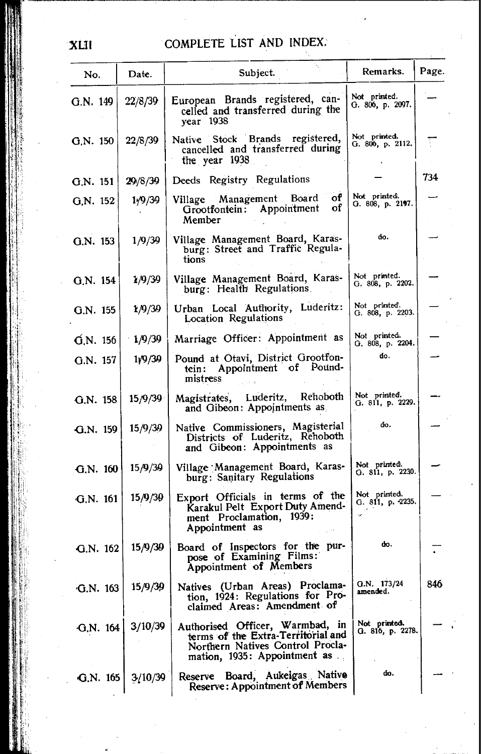| No. | Date. | Subject. | Remarks. | Page. |
|---|---|---|---|---|
| G.N. 149 | 22/8/39 | European Brands registered, cancelled and transferred during the year 1938 | Not printed. G. 806, p. 2097. | — |
| G.N. 150 | 22/8/39 | Native Stock Brands registered, cancelled and transferred during the year 1938 | Not printed. G. 806, p. 2112. | — |
| G.N. 151 | 29/8/39 | Deeds Registry Regulations | — | 734 |
| G.N. 152 | 1/9/39 | Village Management Board of Grootfontein: Appointment of Member | Not printed. G. 808, p. 2197. | — |
| G.N. 153 | 1/9/39 | Village Management Board, Karasburg: Street and Traffic Regulations | do. | — |
| G.N. 154 | 1/9/39 | Village Management Board, Karasburg: Health Regulations | Not printed. G. 808, p. 2202. | — |
| G.N. 155 | 1/9/39 | Urban Local Authority, Luderitz: Location Regulations | Not printed. G. 808, p. 2203. | — |
| G.N. 156 | 1/9/39 | Marriage Officer: Appointment as | Not printed. G. 808, p. 2204. | — |
| G.N. 157 | 1/9/39 | Pound at Otavi, District Grootfontein: Appointment of Poundmistress | do. | — |
| G.N. 158 | 15/9/39 | Magistrates, Luderitz, Rehoboth and Gibeon: Appointments as | Not printed. G. 811, p. 2229. | — |
| G.N. 159 | 15/9/39 | Native Commissioners, Magisterial Districts of Luderitz, Rehoboth and Gibeon: Appointments as | do. | — |
| G.N. 160 | 15/9/39 | Village Management Board, Karasburg: Sanitary Regulations | Not printed. G. 811, p. 2230. | — |
| G.N. 161 | 15/9/39 | Export Officials in terms of the Karakul Pelt Export Duty Amendment Proclamation, 1939: Appointment as | Not printed. G. 811, p. 2235. | — |
| G.N. 162 | 15/9/39 | Board of Inspectors for the purpose of Examining Films: Appointment of Members | do. | — |
| G.N. 163 | 15/9/39 | Natives (Urban Areas) Proclamation, 1924: Regulations for Proclaimed Areas: Amendment of | G.N. 173/24 amended. | 846 |
| G.N. 164 | 3/10/39 | Authorised Officer, Warmbad, in terms of the Extra-Territorial and Northern Natives Control Proclamation, 1935: Appointment as | Not printed. G. 816, p. 2278. | — |
| G.N. 165 | 3/10/39 | Reserve Board, Aukeigas Native Reserve: Appointment of Members | do. | — |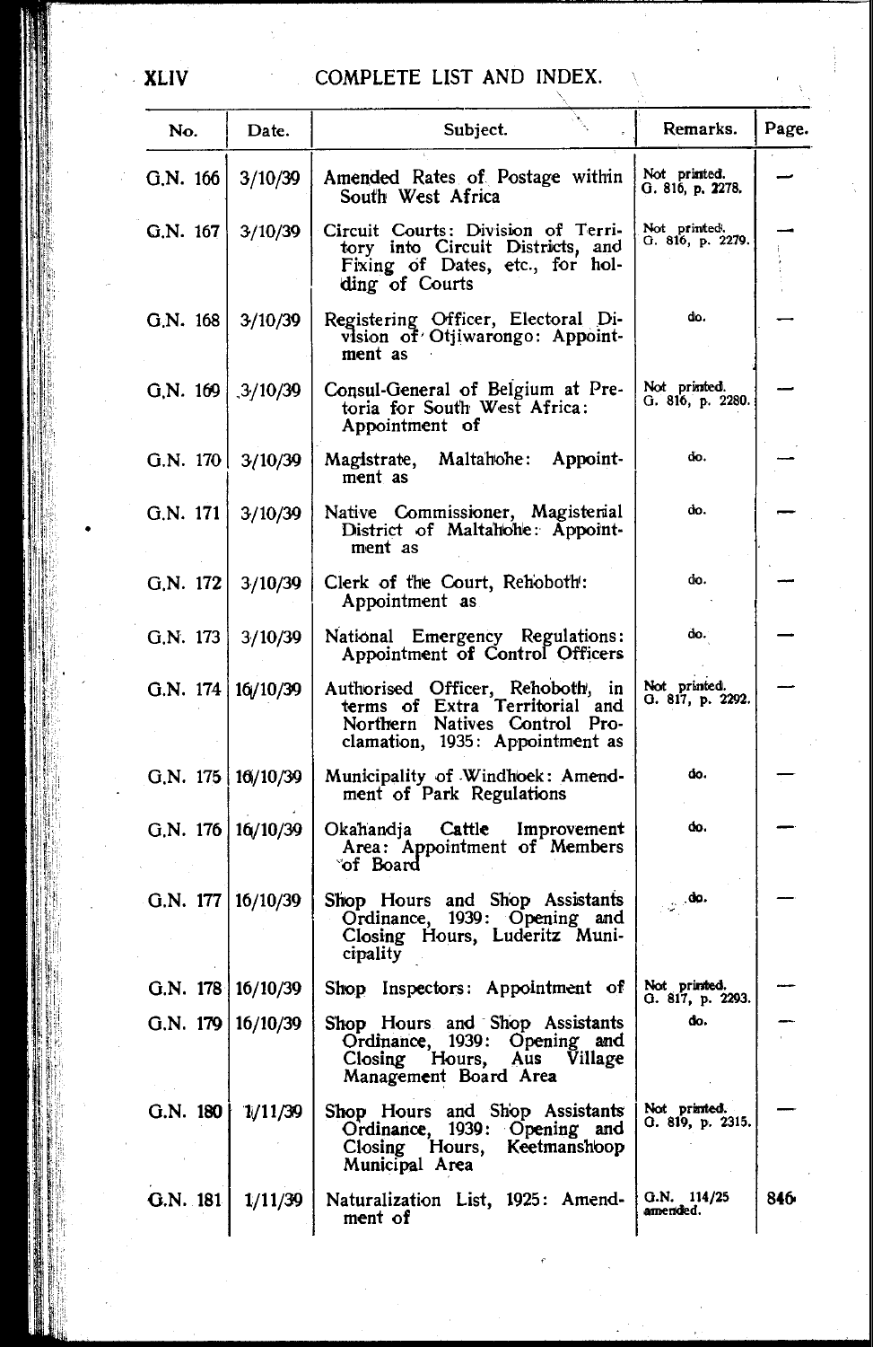| No. | Date. | Subject. | Remarks. | Page. |
|---|---|---|---|---|
| G.N. 166 | 3/10/39 | Amended Rates of Postage within South West Africa | Not printed. G. 816, p. 2278. | — |
| G.N. 167 | 3/10/39 | Circuit Courts: Division of Territory into Circuit Districts, and Fixing of Dates, etc., for holding of Courts | Not printed. G. 816, p. 2279. | — |
| G.N. 168 | 3/10/39 | Registering Officer, Electoral Division of Otjiwarongo: Appointment as | do. | — |
| G.N. 169 | 3/10/39 | Consul-General of Belgium at Pretoria for South West Africa: Appointment of | Not printed. G. 816, p. 2280. | — |
| G.N. 170 | 3/10/39 | Magistrate, Maltahohe: Appointment as | do. | — |
| G.N. 171 | 3/10/39 | Native Commissioner, Magisterial District of Maltahohe: Appointment as | do. | — |
| G.N. 172 | 3/10/39 | Clerk of the Court, Rehoboth: Appointment as | do. | — |
| G.N. 173 | 3/10/39 | National Emergency Regulations: Appointment of Control Officers | do. | — |
| G.N. 174 | 16/10/39 | Authorised Officer, Rehoboth, in terms of Extra Territorial and Northern Natives Control Proclamation, 1935: Appointment as | Not printed. G. 817, p. 2292. | — |
| G.N. 175 | 16/10/39 | Municipality of Windhoek: Amendment of Park Regulations | do. | — |
| G.N. 176 | 16/10/39 | Okahandja Cattle Improvement Area: Appointment of Members of Board | do. | — |
| G.N. 177 | 16/10/39 | Shop Hours and Shop Assistants Ordinance, 1939: Opening and Closing Hours, Luderitz Municipality | do. | — |
| G.N. 178 | 16/10/39 | Shop Inspectors: Appointment of | Not printed. G. 817, p. 2293. | — |
| G.N. 179 | 16/10/39 | Shop Hours and Shop Assistants Ordinance, 1939: Opening and Closing Hours, Aus Village Management Board Area | do. | — |
| G.N. 180 | 1/11/39 | Shop Hours and Shop Assistants Ordinance, 1939: Opening and Closing Hours, Keetmanshoop Municipal Area | Not printed. G. 819, p. 2315. | — |
| G.N. 181 | 1/11/39 | Naturalization List, 1925: Amendment of | G.N. 114/25 amended. | 846 |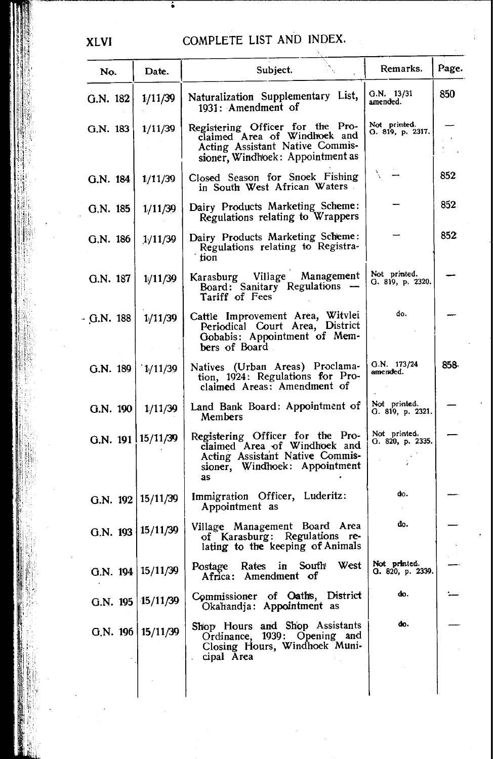## COMPLETE LIST AND INDEX.

| No. | Date. | Subject. | Remarks. | Page. |
|---|---|---|---|---|
| G.N. 182 | 1/11/39 | Naturalization Supplementary List, 1931: Amendment of | G.N. 13/31 amended. | 850 |
| G.N. 183 | 1/11/39 | Registering Officer for the Proclaimed Area of Windhoek and Acting Assistant Native Commissioner, Windhoek: Appointment as | Not printed. G. 819, p. 2317. | — |
| G.N. 184 | 1/11/39 | Closed Season for Snoek Fishing in South West African Waters | — | 852 |
| G.N. 185 | 1/11/39 | Dairy Products Marketing Scheme: Regulations relating to Wrappers | — | 852 |
| G.N. 186 | 1/11/39 | Dairy Products Marketing Scheme: Regulations relating to Registration | — | 852 |
| G.N. 187 | 1/11/39 | Karasburg Village Management Board: Sanitary Regulations — Tariff of Fees | Not printed. G. 819, p. 2320. | — |
| G.N. 188 | 1/11/39 | Cattle Improvement Area, Witvlei Periodical Court Area, District Gobabis: Appointment of Members of Board | do. | — |
| G.N. 189 | 1/11/39 | Natives (Urban Areas) Proclamation, 1924: Regulations for Proclaimed Areas: Amendment of | G.N. 173/24 amended. | 858 |
| G.N. 190 | 1/11/39 | Land Bank Board: Appointment of Members | Not printed. G. 819, p. 2321. | — |
| G.N. 191 | 15/11/39 | Registering Officer for the Proclaimed Area of Windhoek and Acting Assistant Native Commissioner, Windhoek: Appointment as | Not printed. G. 820, p. 2335. | — |
| G.N. 192 | 15/11/39 | Immigration Officer, Luderitz: Appointment as | do. | — |
| G.N. 193 | 15/11/39 | Village Management Board Area of Karasburg: Regulations relating to the keeping of Animals | do. | — |
| G.N. 194 | 15/11/39 | Postage Rates in South West Africa: Amendment of | Not printed. G. 820, p. 2339. | — |
| G.N. 195 | 15/11/39 | Commissioner of Oaths, District Okahandja: Appointment as | do. | — |
| G.N. 196 | 15/11/39 | Shop Hours and Shop Assistants Ordinance, 1939: Opening and Closing Hours, Windhoek Municipal Area | do. | — |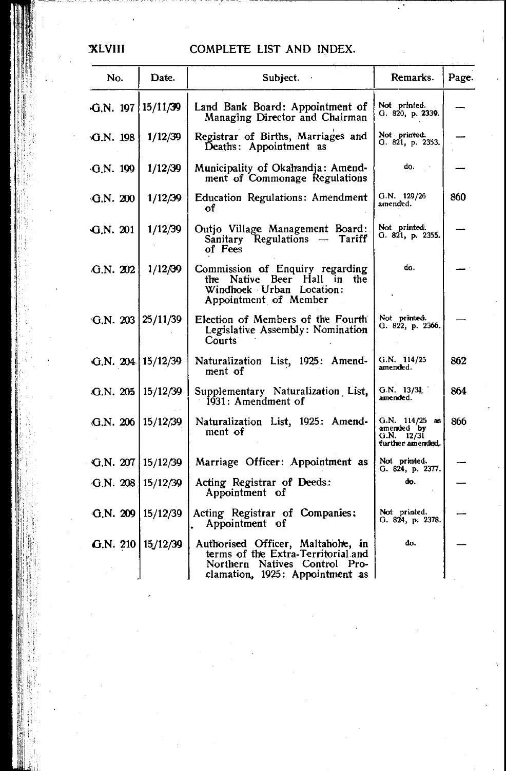| No. | Date. | Subject. | Remarks. | Page. |
|---|---|---|---|---|
| G.N. 197 | 15/11/39 | Land Bank Board: Appointment of Managing Director and Chairman | Not printed. G. 820, p. 2339. | — |
| G.N. 198 | 1/12/39 | Registrar of Births, Marriages and Deaths: Appointment as | Not printed. G. 821, p. 2353. | — |
| G.N. 199 | 1/12/39 | Municipality of Okahandja: Amendment of Commonage Regulations | do. | — |
| G.N. 200 | 1/12/39 | Education Regulations: Amendment of | G.N. 129/26 amended. | 860 |
| G.N. 201 | 1/12/39 | Outjo Village Management Board: Sanitary Regulations — Tariff of Fees | Not printed. G. 821, p. 2355. | — |
| G.N. 202 | 1/12/39 | Commission of Enquiry regarding the Native Beer Hall in the Windhoek Urban Location: Appointment of Member | do. | — |
| G.N. 203 | 25/11/39 | Election of Members of the Fourth Legislative Assembly: Nomination Courts | Not printed. G. 822, p. 2366. | — |
| G.N. 204 | 15/12/39 | Naturalization List, 1925: Amendment of | G.N. 114/25 amended. | 862 |
| G.N. 205 | 15/12/39 | Supplementary Naturalization List, 1931: Amendment of | G.N. 13/31 amended. | 864 |
| G.N. 206 | 15/12/39 | Naturalization List, 1925: Amendment of | G.N. 114/25 as amended by G.N. 12/31 further amended. | 866 |
| G.N. 207 | 15/12/39 | Marriage Officer: Appointment as | Not printed. G. 824, p. 2377. | — |
| G.N. 208 | 15/12/39 | Acting Registrar of Deeds: Appointment of | do. | — |
| G.N. 209 | 15/12/39 | Acting Registrar of Companies: Appointment of | Not printed. G. 824, p. 2378. | — |
| G.N. 210 | 15/12/39 | Authorised Officer, Maltahohe, in terms of the Extra-Territorial and Northern Natives Control Proclamation, 1925: Appointment as | do. | — |